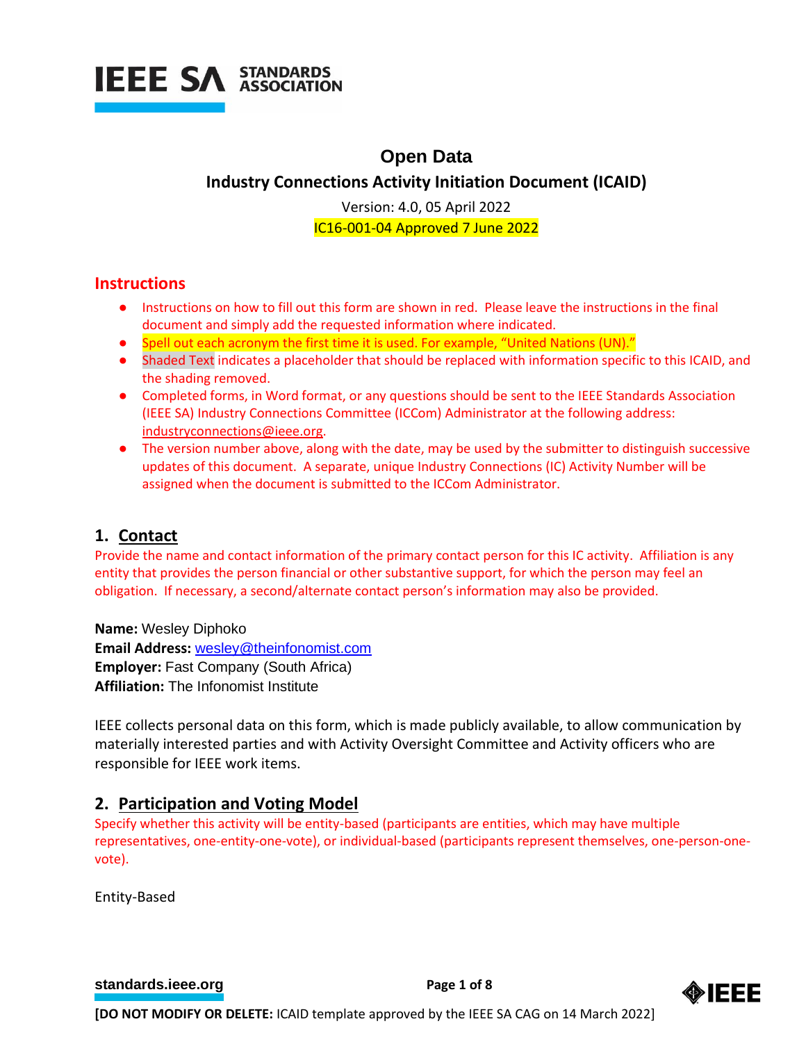# Open Data

## Industry Connections Activity Initiation Document (ICAID)

Version: 4.0, 05 April 2022

IC16-001-04 Approved 7 June 2022

## Instructions

- Instructions on how to fill out this form are shown in red. Please leave the instructions in the final document and simply add the requested information where indicated.
- Spell out each acronym the first time it is used. For example, "United Nations (UN)."
- Shaded Text indicates a placeholder that should be replaced with information specific to this ICAID, and the shading removed.
- Completed forms, in Word format, or any questions should be sent to the IEEE Standards Association (IEEE SA) Industry Connections Committee (ICCom) Administrator at the following address: industryconnections@ieee.org.
- The version number above, along with the date, may be used by the submitter to distinguish successive updates of this document. A separate, unique Industry Connections (IC) Activity Number will be assigned when the document is submitted to the ICCom Administrator.

## 1. Contact

Provide the name and contact information of the primary contact person for this IC activity. Affiliation is any entity that provides the person financial or other substantive support, for which the person may feel an obligation. If necessary, a second/alternate contact person's information may also be provided.

**Name:** Wesley Diphoko
**Email Address:** wesley@theinfonomist.com
**Employer:** Fast Company (South Africa)
**Affiliation:** The Infonomist Institute

IEEE collects personal data on this form, which is made publicly available, to allow communication by materially interested parties and with Activity Oversight Committee and Activity officers who are responsible for IEEE work items.

## 2. Participation and Voting Model

Specify whether this activity will be entity-based (participants are entities, which may have multiple representatives, one-entity-one-vote), or individual-based (participants represent themselves, one-person-one-vote).

Entity-Based

**[DO NOT MODIFY OR DELETE:** ICAID template approved by the IEEE SA CAG on 14 March 2022]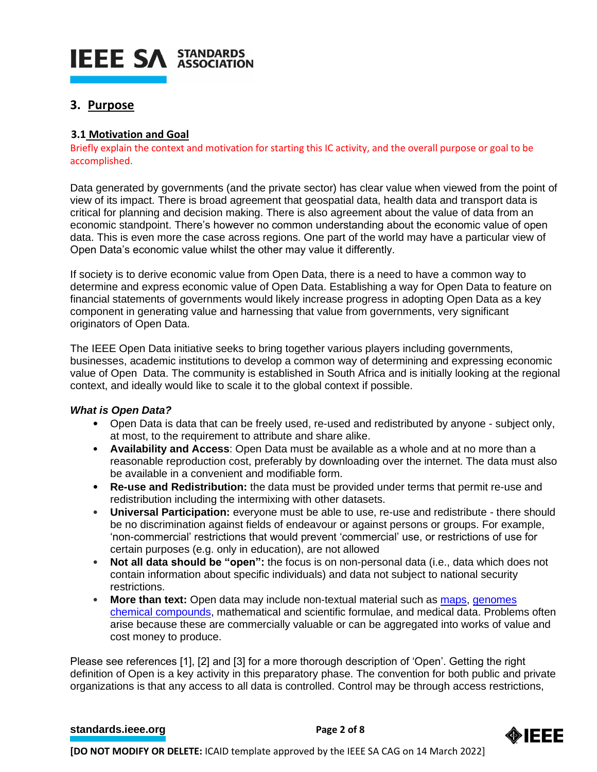## 3. Purpose

### 3.1 Motivation and Goal

Briefly explain the context and motivation for starting this IC activity, and the overall purpose or goal to be accomplished.

Data generated by governments (and the private sector) has clear value when viewed from the point of view of its impact. There is broad agreement that geospatial data, health data and transport data is critical for planning and decision making. There is also agreement about the value of data from an economic standpoint. There's however no common understanding about the economic value of open data. This is even more the case across regions. One part of the world may have a particular view of Open Data's economic value whilst the other may value it differently.

If society is to derive economic value from Open Data, there is a need to have a common way to determine and express economic value of Open Data. Establishing a way for Open Data to feature on financial statements of governments would likely increase progress in adopting Open Data as a key component in generating value and harnessing that value from governments, very significant originators of Open Data.

The IEEE Open Data initiative seeks to bring together various players including governments, businesses, academic institutions to develop a common way of determining and expressing economic value of Open Data. The community is established in South Africa and is initially looking at the regional context, and ideally would like to scale it to the global context if possible.

***What is Open Data?***

- Open Data is data that can be freely used, re-used and redistributed by anyone - subject only, at most, to the requirement to attribute and share alike.
- **Availability and Access**: Open Data must be available as a whole and at no more than a reasonable reproduction cost, preferably by downloading over the internet. The data must also be available in a convenient and modifiable form.
- **Re-use and Redistribution:** the data must be provided under terms that permit re-use and redistribution including the intermixing with other datasets.
- **Universal Participation:** everyone must be able to use, re-use and redistribute - there should be no discrimination against fields of endeavour or against persons or groups. For example, 'non-commercial' restrictions that would prevent 'commercial' use, or restrictions of use for certain purposes (e.g. only in education), are not allowed
- **Not all data should be "open":** the focus is on non-personal data (i.e., data which does not contain information about specific individuals) and data not subject to national security restrictions.
- **More than text:** Open data may include non-textual material such as maps, genomes chemical compounds, mathematical and scientific formulae, and medical data. Problems often arise because these are commercially valuable or can be aggregated into works of value and cost money to produce.

Please see references [1], [2] and [3] for a more thorough description of 'Open'. Getting the right definition of Open is a key activity in this preparatory phase. The convention for both public and private organizations is that any access to all data is controlled. Control may be through access restrictions,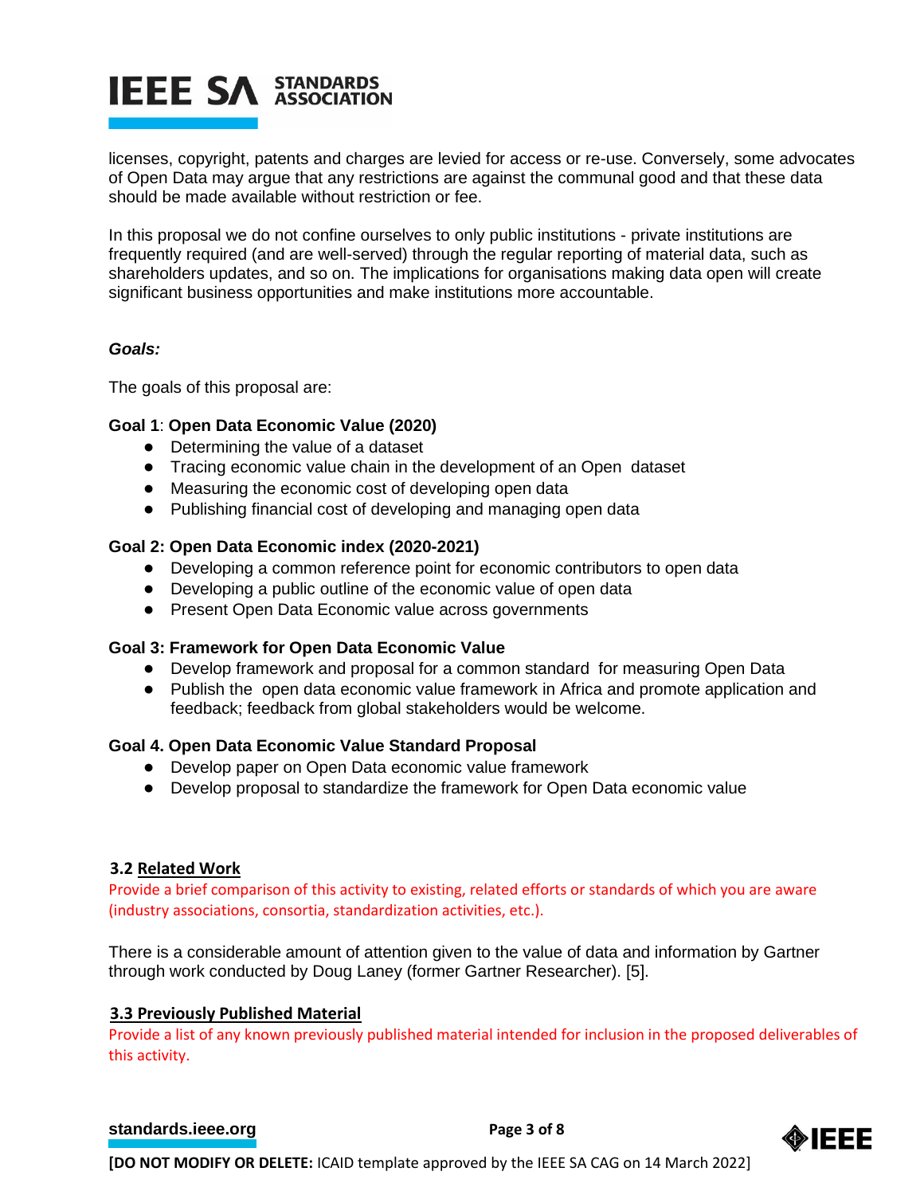licenses, copyright, patents and charges are levied for access or re-use. Conversely, some advocates of Open Data may argue that any restrictions are against the communal good and that these data should be made available without restriction or fee.

In this proposal we do not confine ourselves to only public institutions - private institutions are frequently required (and are well-served) through the regular reporting of material data, such as shareholders updates, and so on. The implications for organisations making data open will create significant business opportunities and make institutions more accountable.

***Goals:***

The goals of this proposal are:

**Goal 1**: **Open Data Economic Value (2020)**

- Determining the value of a dataset
- Tracing economic value chain in the development of an Open dataset
- Measuring the economic cost of developing open data
- Publishing financial cost of developing and managing open data

**Goal 2: Open Data Economic index (2020-2021)**

- Developing a common reference point for economic contributors to open data
- Developing a public outline of the economic value of open data
- Present Open Data Economic value across governments

**Goal 3: Framework for Open Data Economic Value**

- Develop framework and proposal for a common standard for measuring Open Data
- Publish the open data economic value framework in Africa and promote application and feedback; feedback from global stakeholders would be welcome.

**Goal 4. Open Data Economic Value Standard Proposal**

- Develop paper on Open Data economic value framework
- Develop proposal to standardize the framework for Open Data economic value

### 3.2 Related Work

Provide a brief comparison of this activity to existing, related efforts or standards of which you are aware (industry associations, consortia, standardization activities, etc.).

There is a considerable amount of attention given to the value of data and information by Gartner through work conducted by Doug Laney (former Gartner Researcher). [5].

### 3.3 Previously Published Material

Provide a list of any known previously published material intended for inclusion in the proposed deliverables of this activity.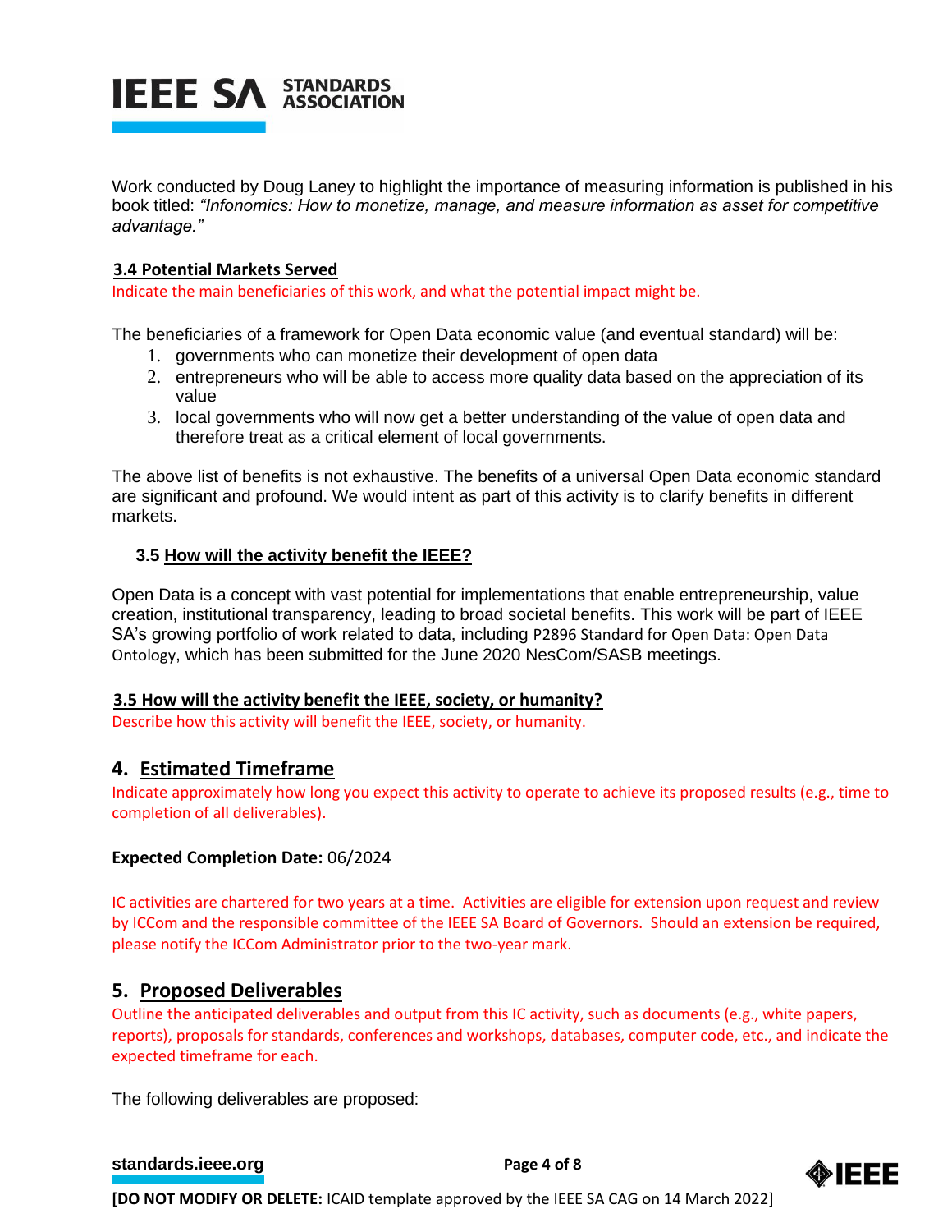Work conducted by Doug Laney to highlight the importance of measuring information is published in his book titled: *"Infonomics: How to monetize, manage, and measure information as asset for competitive advantage."*

### 3.4 Potential Markets Served

Indicate the main beneficiaries of this work, and what the potential impact might be.

The beneficiaries of a framework for Open Data economic value (and eventual standard) will be:

1. governments who can monetize their development of open data
2. entrepreneurs who will be able to access more quality data based on the appreciation of its value
3. local governments who will now get a better understanding of the value of open data and therefore treat as a critical element of local governments.

The above list of benefits is not exhaustive. The benefits of a universal Open Data economic standard are significant and profound. We would intent as part of this activity is to clarify benefits in different markets.

### 3.5 How will the activity benefit the IEEE?

Open Data is a concept with vast potential for implementations that enable entrepreneurship, value creation, institutional transparency, leading to broad societal benefits. This work will be part of IEEE SA's growing portfolio of work related to data, including P2896 Standard for Open Data: Open Data Ontology, which has been submitted for the June 2020 NesCom/SASB meetings.

### 3.5 How will the activity benefit the IEEE, society, or humanity?

Describe how this activity will benefit the IEEE, society, or humanity.

## 4. Estimated Timeframe

Indicate approximately how long you expect this activity to operate to achieve its proposed results (e.g., time to completion of all deliverables).

**Expected Completion Date:** 06/2024

IC activities are chartered for two years at a time. Activities are eligible for extension upon request and review by ICCom and the responsible committee of the IEEE SA Board of Governors. Should an extension be required, please notify the ICCom Administrator prior to the two-year mark.

## 5. Proposed Deliverables

Outline the anticipated deliverables and output from this IC activity, such as documents (e.g., white papers, reports), proposals for standards, conferences and workshops, databases, computer code, etc., and indicate the expected timeframe for each.

The following deliverables are proposed: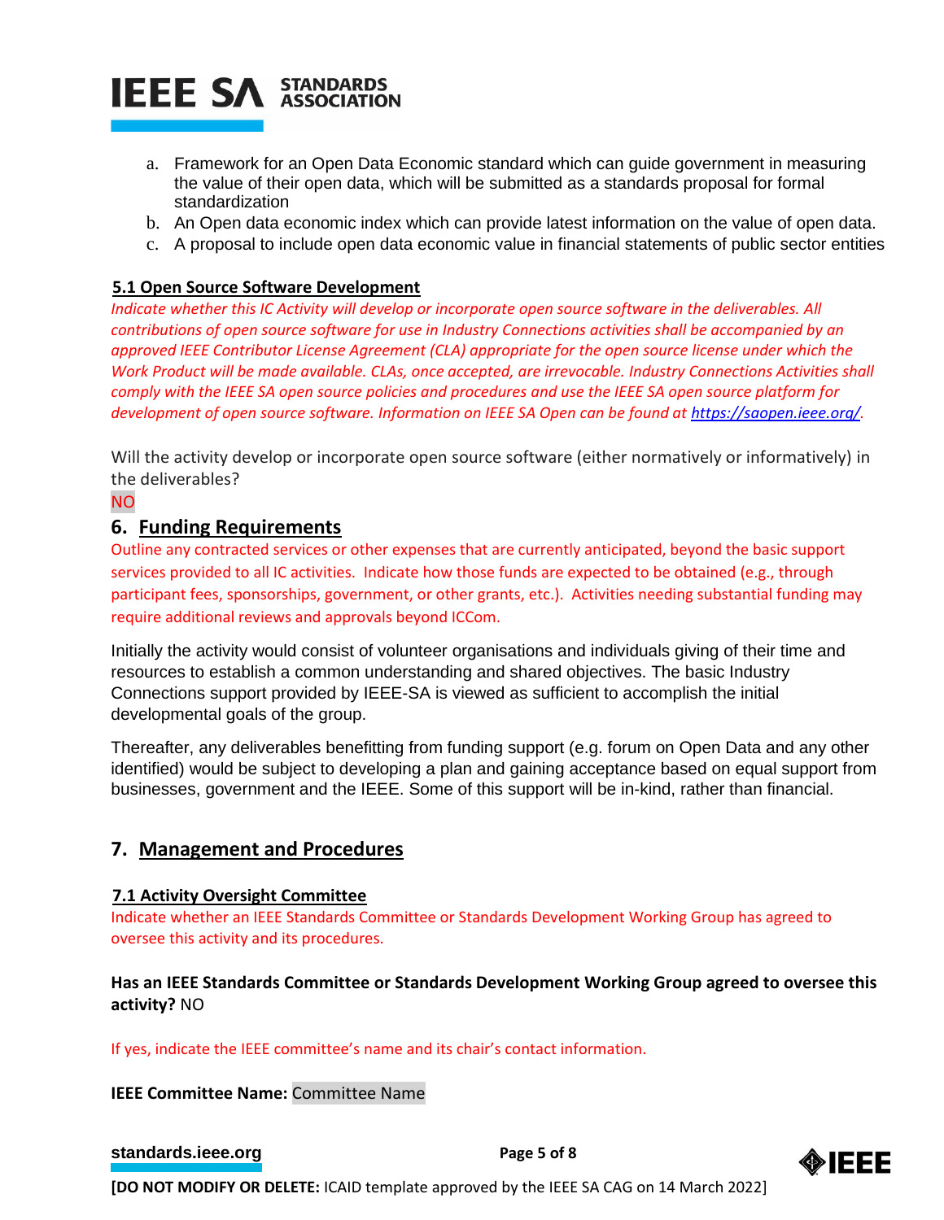a. Framework for an Open Data Economic standard which can guide government in measuring the value of their open data, which will be submitted as a standards proposal for formal standardization
b. An Open data economic index which can provide latest information on the value of open data.
c. A proposal to include open data economic value in financial statements of public sector entities

### 5.1 Open Source Software Development

*Indicate whether this IC Activity will develop or incorporate open source software in the deliverables. All contributions of open source software for use in Industry Connections activities shall be accompanied by an approved IEEE Contributor License Agreement (CLA) appropriate for the open source license under which the Work Product will be made available. CLAs, once accepted, are irrevocable. Industry Connections Activities shall comply with the IEEE SA open source policies and procedures and use the IEEE SA open source platform for development of open source software. Information on IEEE SA Open can be found at https://saopen.ieee.org/.*

Will the activity develop or incorporate open source software (either normatively or informatively) in the deliverables?

NO

## 6. Funding Requirements

Outline any contracted services or other expenses that are currently anticipated, beyond the basic support services provided to all IC activities. Indicate how those funds are expected to be obtained (e.g., through participant fees, sponsorships, government, or other grants, etc.). Activities needing substantial funding may require additional reviews and approvals beyond ICCom.

Initially the activity would consist of volunteer organisations and individuals giving of their time and resources to establish a common understanding and shared objectives. The basic Industry Connections support provided by IEEE-SA is viewed as sufficient to accomplish the initial developmental goals of the group.

Thereafter, any deliverables benefitting from funding support (e.g. forum on Open Data and any other identified) would be subject to developing a plan and gaining acceptance based on equal support from businesses, government and the IEEE. Some of this support will be in-kind, rather than financial.

## 7. Management and Procedures

### 7.1 Activity Oversight Committee

Indicate whether an IEEE Standards Committee or Standards Development Working Group has agreed to oversee this activity and its procedures.

**Has an IEEE Standards Committee or Standards Development Working Group agreed to oversee this activity?** NO

If yes, indicate the IEEE committee's name and its chair's contact information.

**IEEE Committee Name:** Committee Name

**[DO NOT MODIFY OR DELETE:** ICAID template approved by the IEEE SA CAG on 14 March 2022]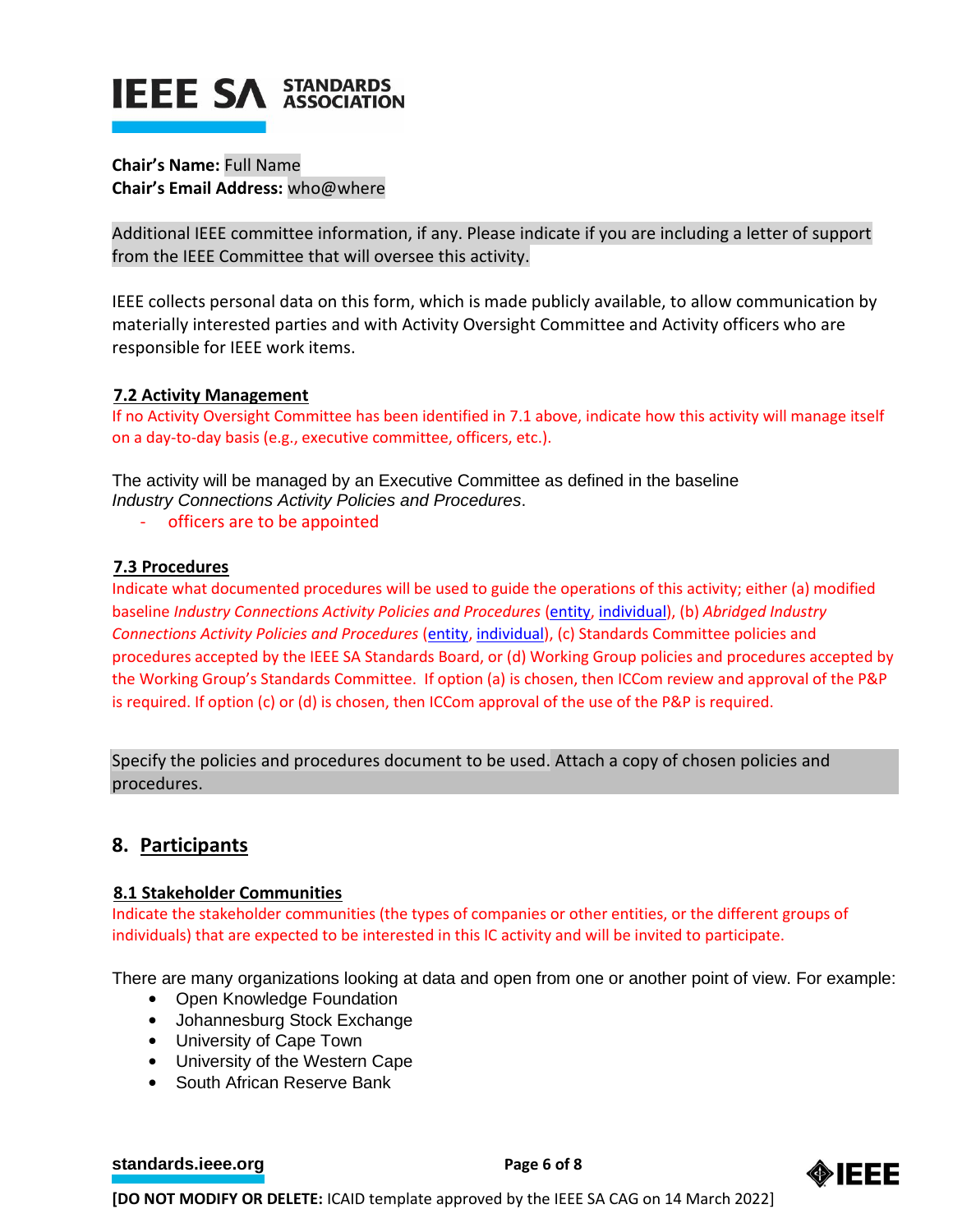**Chair's Name:** Full Name
**Chair's Email Address:** who@where

Additional IEEE committee information, if any. Please indicate if you are including a letter of support from the IEEE Committee that will oversee this activity.

IEEE collects personal data on this form, which is made publicly available, to allow communication by materially interested parties and with Activity Oversight Committee and Activity officers who are responsible for IEEE work items.

### 7.2 Activity Management

If no Activity Oversight Committee has been identified in 7.1 above, indicate how this activity will manage itself on a day-to-day basis (e.g., executive committee, officers, etc.).

The activity will be managed by an Executive Committee as defined in the baseline *Industry Connections Activity Policies and Procedures*.

- officers are to be appointed

### 7.3 Procedures

Indicate what documented procedures will be used to guide the operations of this activity; either (a) modified baseline *Industry Connections Activity Policies and Procedures* (entity, individual), (b) *Abridged Industry Connections Activity Policies and Procedures* (entity, individual), (c) Standards Committee policies and procedures accepted by the IEEE SA Standards Board, or (d) Working Group policies and procedures accepted by the Working Group's Standards Committee. If option (a) is chosen, then ICCom review and approval of the P&P is required. If option (c) or (d) is chosen, then ICCom approval of the use of the P&P is required.

Specify the policies and procedures document to be used. Attach a copy of chosen policies and procedures.

## 8. Participants

### 8.1 Stakeholder Communities

Indicate the stakeholder communities (the types of companies or other entities, or the different groups of individuals) that are expected to be interested in this IC activity and will be invited to participate.

There are many organizations looking at data and open from one or another point of view. For example:

- Open Knowledge Foundation
- Johannesburg Stock Exchange
- University of Cape Town
- University of the Western Cape
- South African Reserve Bank

**[DO NOT MODIFY OR DELETE:** ICAID template approved by the IEEE SA CAG on 14 March 2022]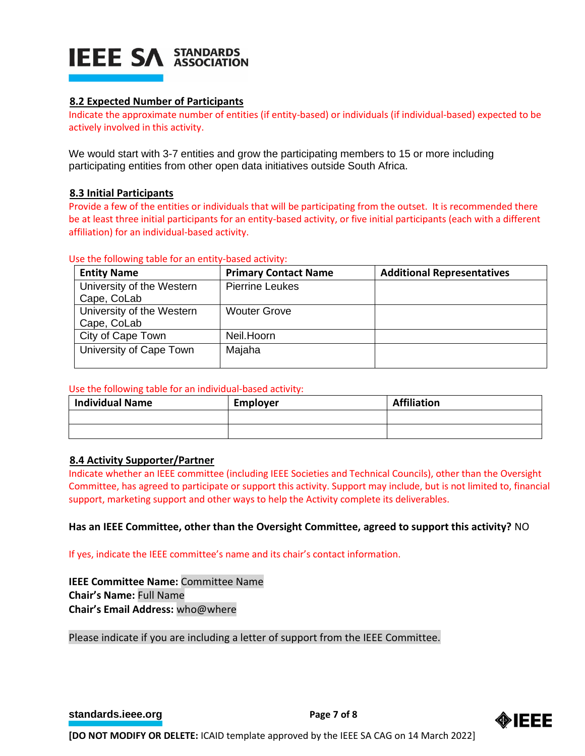### 8.2 Expected Number of Participants

Indicate the approximate number of entities (if entity-based) or individuals (if individual-based) expected to be actively involved in this activity.

We would start with 3-7 entities and grow the participating members to 15 or more including participating entities from other open data initiatives outside South Africa.

### 8.3 Initial Participants

Provide a few of the entities or individuals that will be participating from the outset. It is recommended there be at least three initial participants for an entity-based activity, or five initial participants (each with a different affiliation) for an individual-based activity.

Use the following table for an entity-based activity:

| Entity Name | Primary Contact Name | Additional Representatives |
|---|---|---|
| University of the Western Cape, CoLab | Pierrine Leukes | |
| University of the Western Cape, CoLab | Wouter Grove | |
| City of Cape Town | Neil.Hoorn | |
| University of Cape Town | Majaha | |

Use the following table for an individual-based activity:

| Individual Name | Employer | Affiliation |
|---|---|---|
| | | |
| | | |

### 8.4 Activity Supporter/Partner

Indicate whether an IEEE committee (including IEEE Societies and Technical Councils), other than the Oversight Committee, has agreed to participate or support this activity. Support may include, but is not limited to, financial support, marketing support and other ways to help the Activity complete its deliverables.

**Has an IEEE Committee, other than the Oversight Committee, agreed to support this activity?** NO

If yes, indicate the IEEE committee's name and its chair's contact information.

**IEEE Committee Name:** Committee Name
**Chair's Name:** Full Name
**Chair's Email Address:** who@where

Please indicate if you are including a letter of support from the IEEE Committee.

**[DO NOT MODIFY OR DELETE:** ICAID template approved by the IEEE SA CAG on 14 March 2022]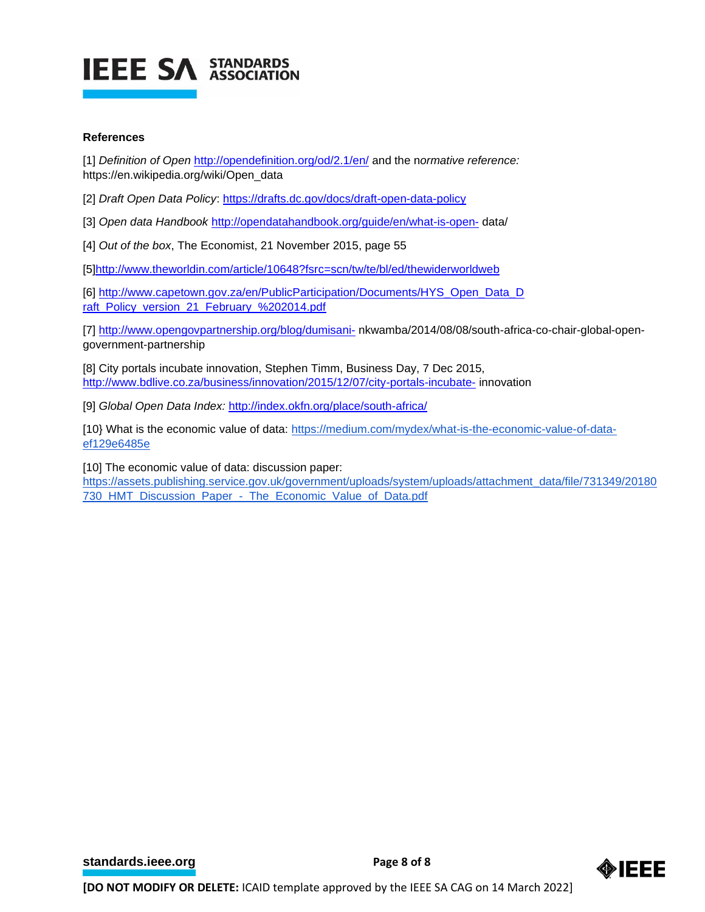**References**

[1] *Definition of Open* http://opendefinition.org/od/2.1/en/ and the n*ormative reference:* https://en.wikipedia.org/wiki/Open_data

[2] *Draft Open Data Policy*: https://drafts.dc.gov/docs/draft-open-data-policy

[3] *Open data Handbook* http://opendatahandbook.org/guide/en/what-is-open- data/

[4] *Out of the box*, The Economist, 21 November 2015, page 55

[5]http://www.theworldin.com/article/10648?fsrc=scn/tw/te/bl/ed/thewiderworldweb

[6] http://www.capetown.gov.za/en/PublicParticipation/Documents/HYS_Open_Data_Draft_Policy_version_21_February_%202014.pdf

[7] http://www.opengovpartnership.org/blog/dumisani- nkwamba/2014/08/08/south-africa-co-chair-global-open-government-partnership

[8] City portals incubate innovation, Stephen Timm, Business Day, 7 Dec 2015, http://www.bdlive.co.za/business/innovation/2015/12/07/city-portals-incubate- innovation

[9] *Global Open Data Index:* http://index.okfn.org/place/south-africa/

[10} What is the economic value of data: https://medium.com/mydex/what-is-the-economic-value-of-data-ef129e6485e

[10] The economic value of data: discussion paper: https://assets.publishing.service.gov.uk/government/uploads/system/uploads/attachment_data/file/731349/20180730_HMT_Discussion_Paper_-_The_Economic_Value_of_Data.pdf

**[DO NOT MODIFY OR DELETE:** ICAID template approved by the IEEE SA CAG on 14 March 2022]